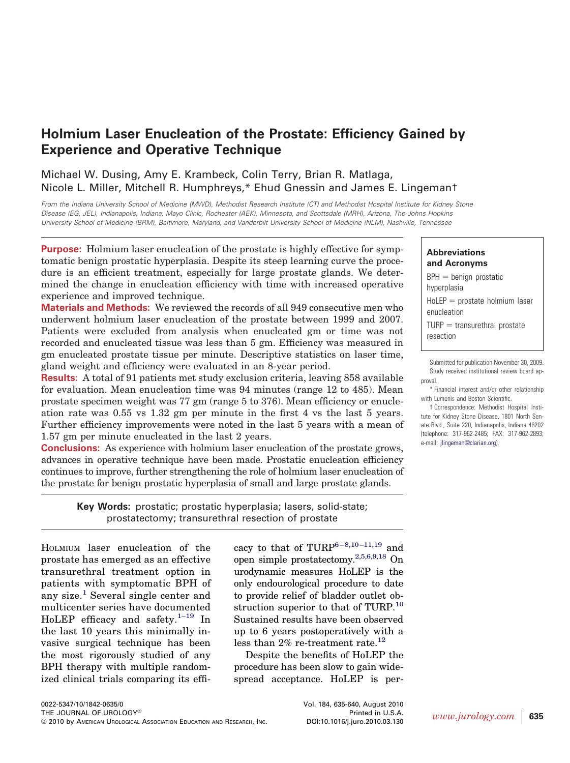# Holmium Laser Enucleation of the Prostate: Efficiency Gained by Experience and Operative Technique

Michael W. Dusing, Amy E. Krambeck, Colin Terry, Brian R. Matlaga, Nicole L. Miller, Mitchell R. Humphreys,* Ehud Gnessin and James E. Lingeman†

*From the Indiana University School of Medicine (MWD), Methodist Research Institute (CT) and Methodist Hospital Institute for Kidney Stone Disease (EG, JEL), Indianapolis, Indiana, Mayo Clinic, Rochester (AEK), Minnesota, and Scottsdale (MRH), Arizona, The Johns Hopkins University School of Medicine (BRM), Baltimore, Maryland, and Vanderbilt University School of Medicine (NLM), Nashville, Tennessee*

**Purpose:** Holmium laser enucleation of the prostate is highly effective for symptomatic benign prostatic hyperplasia. Despite its steep learning curve the procedure is an efficient treatment, especially for large prostate glands. We determined the change in enucleation efficiency with time with increased operative experience and improved technique.

**Materials and Methods:** We reviewed the records of all 949 consecutive men who underwent holmium laser enucleation of the prostate between 1999 and 2007. Patients were excluded from analysis when enucleated gm or time was not recorded and enucleated tissue was less than 5 gm. Efficiency was measured in gm enucleated prostate tissue per minute. Descriptive statistics on laser time, gland weight and efficiency were evaluated in an 8-year period.

**Results:** A total of 91 patients met study exclusion criteria, leaving 858 available for evaluation. Mean enucleation time was 94 minutes (range 12 to 485). Mean prostate specimen weight was 77 gm (range 5 to 376). Mean efficiency or enucleation rate was 0.55 vs 1.32 gm per minute in the first 4 vs the last 5 years. Further efficiency improvements were noted in the last 5 years with a mean of 1.57 gm per minute enucleated in the last 2 years.

**Conclusions:** As experience with holmium laser enucleation of the prostate grows, advances in operative technique have been made. Prostatic enucleation efficiency continues to improve, further strengthening the role of holmium laser enucleation of the prostate for benign prostatic hyperplasia of small and large prostate glands.

**Key Words:** prostatic; prostatic hyperplasia; lasers, solid-state; prostatectomy; transurethral resection of prostate

**Abbreviations and Acronyms**

BPH = benign prostatic hyperplasia

HoLEP = prostate holmium laser enucleation

TURP = transurethral prostate resection

Submitted for publication November 30, 2009.

Study received institutional review board approval.

\* Financial interest and/or other relationship with Lumenis and Boston Scientific.

† Correspondence: Methodist Hospital Institute for Kidney Stone Disease, 1801 North Senate Blvd., Suite 220, Indianapolis, Indiana 46202 (telephone: 317-962-2485; FAX: 317-962-2893; e-mail: jlingeman@clarian.org).

HOLMIUM laser enucleation of the prostate has emerged as an effective transurethral treatment option in patients with symptomatic BPH of any size.[1] Several single center and multicenter series have documented HoLEP efficacy and safety.[1–19] In the last 10 years this minimally invasive surgical technique has been the most rigorously studied of any BPH therapy with multiple randomized clinical trials comparing its efficacy to that of TURP[6–8,10–11,19] and open simple prostatectomy.[2,5,6,9,18] On urodynamic measures HoLEP is the only endourological procedure to date to provide relief of bladder outlet obstruction superior to that of TURP.[10] Sustained results have been observed up to 6 years postoperatively with a less than 2% re-treatment rate.[12]

Despite the benefits of HoLEP the procedure has been slow to gain widespread acceptance. HoLEP is per-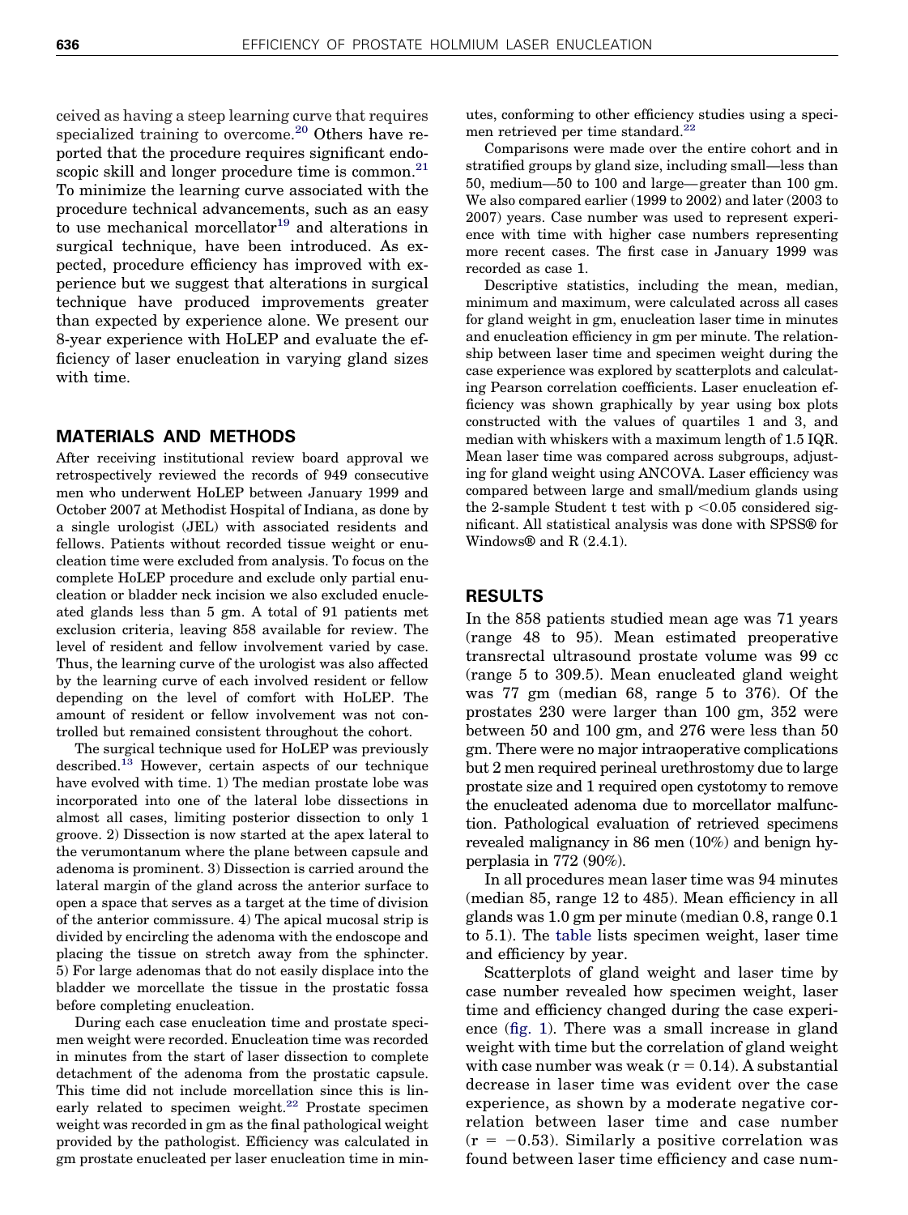ceived as having a steep learning curve that requires specialized training to overcome.[20] Others have reported that the procedure requires significant endoscopic skill and longer procedure time is common.[21] To minimize the learning curve associated with the procedure technical advancements, such as an easy to use mechanical morcellator[19] and alterations in surgical technique, have been introduced. As expected, procedure efficiency has improved with experience but we suggest that alterations in surgical technique have produced improvements greater than expected by experience alone. We present our 8-year experience with HoLEP and evaluate the efficiency of laser enucleation in varying gland sizes with time.

## MATERIALS AND METHODS

After receiving institutional review board approval we retrospectively reviewed the records of 949 consecutive men who underwent HoLEP between January 1999 and October 2007 at Methodist Hospital of Indiana, as done by a single urologist (JEL) with associated residents and fellows. Patients without recorded tissue weight or enucleation time were excluded from analysis. To focus on the complete HoLEP procedure and exclude only partial enucleation or bladder neck incision we also excluded enucleated glands less than 5 gm. A total of 91 patients met exclusion criteria, leaving 858 available for review. The level of resident and fellow involvement varied by case. Thus, the learning curve of the urologist was also affected by the learning curve of each involved resident or fellow depending on the level of comfort with HoLEP. The amount of resident or fellow involvement was not controlled but remained consistent throughout the cohort.

The surgical technique used for HoLEP was previously described.[13] However, certain aspects of our technique have evolved with time. 1) The median prostate lobe was incorporated into one of the lateral lobe dissections in almost all cases, limiting posterior dissection to only 1 groove. 2) Dissection is now started at the apex lateral to the verumontanum where the plane between capsule and adenoma is prominent. 3) Dissection is carried around the lateral margin of the gland across the anterior surface to open a space that serves as a target at the time of division of the anterior commissure. 4) The apical mucosal strip is divided by encircling the adenoma with the endoscope and placing the tissue on stretch away from the sphincter. 5) For large adenomas that do not easily displace into the bladder we morcellate the tissue in the prostatic fossa before completing enucleation.

During each case enucleation time and prostate specimen weight were recorded. Enucleation time was recorded in minutes from the start of laser dissection to complete detachment of the adenoma from the prostatic capsule. This time did not include morcellation since this is linearly related to specimen weight.[22] Prostate specimen weight was recorded in gm as the final pathological weight provided by the pathologist. Efficiency was calculated in gm prostate enucleated per laser enucleation time in minutes, conforming to other efficiency studies using a specimen retrieved per time standard.[22]

Comparisons were made over the entire cohort and in stratified groups by gland size, including small—less than 50, medium—50 to 100 and large—greater than 100 gm. We also compared earlier (1999 to 2002) and later (2003 to 2007) years. Case number was used to represent experience with time with higher case numbers representing more recent cases. The first case in January 1999 was recorded as case 1.

Descriptive statistics, including the mean, median, minimum and maximum, were calculated across all cases for gland weight in gm, enucleation laser time in minutes and enucleation efficiency in gm per minute. The relationship between laser time and specimen weight during the case experience was explored by scatterplots and calculating Pearson correlation coefficients. Laser enucleation efficiency was shown graphically by year using box plots constructed with the values of quartiles 1 and 3, and median with whiskers with a maximum length of 1.5 IQR. Mean laser time was compared across subgroups, adjusting for gland weight using ANCOVA. Laser efficiency was compared between large and small/medium glands using the 2-sample Student t test with $p < 0.05$ considered significant. All statistical analysis was done with SPSS® for Windows® and R (2.4.1).

## RESULTS

In the 858 patients studied mean age was 71 years (range 48 to 95). Mean estimated preoperative transrectal ultrasound prostate volume was 99 cc (range 5 to 309.5). Mean enucleated gland weight was 77 gm (median 68, range 5 to 376). Of the prostates 230 were larger than 100 gm, 352 were between 50 and 100 gm, and 276 were less than 50 gm. There were no major intraoperative complications but 2 men required perineal urethrostomy due to large prostate size and 1 required open cystotomy to remove the enucleated adenoma due to morcellator malfunction. Pathological evaluation of retrieved specimens revealed malignancy in 86 men (10%) and benign hyperplasia in 772 (90%).

In all procedures mean laser time was 94 minutes (median 85, range 12 to 485). Mean efficiency in all glands was 1.0 gm per minute (median 0.8, range 0.1 to 5.1). The table lists specimen weight, laser time and efficiency by year.

Scatterplots of gland weight and laser time by case number revealed how specimen weight, laser time and efficiency changed during the case experience (fig. 1). There was a small increase in gland weight with time but the correlation of gland weight with case number was weak ($r = 0.14$). A substantial decrease in laser time was evident over the case experience, as shown by a moderate negative correlation between laser time and case number ($r = -0.53$). Similarly a positive correlation was found between laser time efficiency and case num-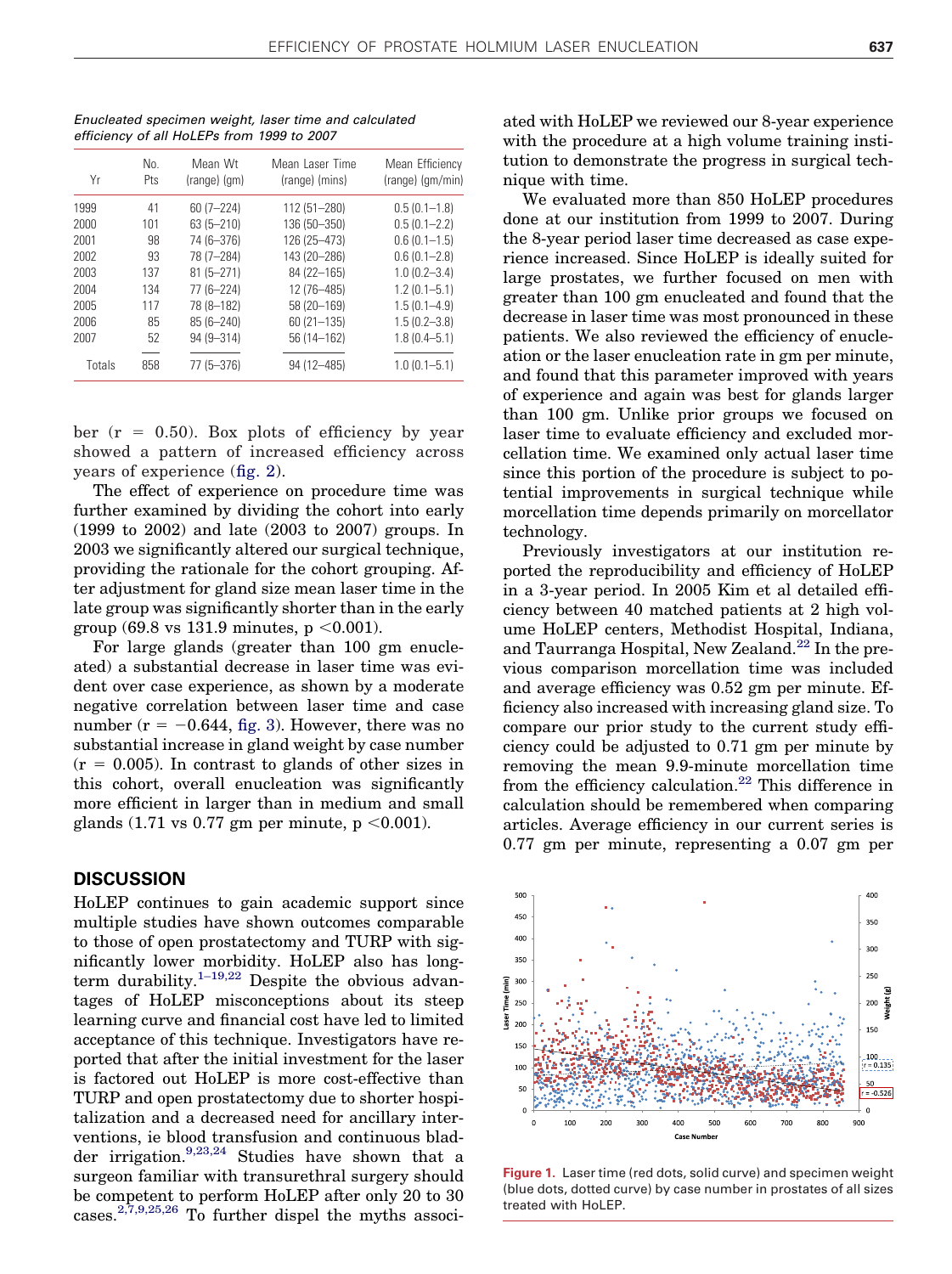*Enucleated specimen weight, laser time and calculated efficiency of all HoLEPs from 1999 to 2007*

| Yr | No. Pts | Mean Wt (range) (gm) | Mean Laser Time (range) (mins) | Mean Efficiency (range) (gm/min) |
|---|---|---|---|---|
| 1999 | 41 | 60 (7–224) | 112 (51–280) | 0.5 (0.1–1.8) |
| 2000 | 101 | 63 (5–210) | 136 (50–350) | 0.5 (0.1–2.2) |
| 2001 | 98 | 74 (6–376) | 126 (25–473) | 0.6 (0.1–1.5) |
| 2002 | 93 | 78 (7–284) | 143 (20–286) | 0.6 (0.1–2.8) |
| 2003 | 137 | 81 (5–271) | 84 (22–165) | 1.0 (0.2–3.4) |
| 2004 | 134 | 77 (6–224) | 12 (76–485) | 1.2 (0.1–5.1) |
| 2005 | 117 | 78 (8–182) | 58 (20–169) | 1.5 (0.1–4.9) |
| 2006 | 85 | 85 (6–240) | 60 (21–135) | 1.5 (0.2–3.8) |
| 2007 | 52 | 94 (9–314) | 56 (14–162) | 1.8 (0.4–5.1) |
| Totals | 858 | 77 (5–376) | 94 (12–485) | 1.0 (0.1–5.1) |

ber ($r = 0.50$). Box plots of efficiency by year showed a pattern of increased efficiency across years of experience (fig. 2).

The effect of experience on procedure time was further examined by dividing the cohort into early (1999 to 2002) and late (2003 to 2007) groups. In 2003 we significantly altered our surgical technique, providing the rationale for the cohort grouping. After adjustment for gland size mean laser time in the late group was significantly shorter than in the early group (69.8 vs 131.9 minutes, $p < 0.001$).

For large glands (greater than 100 gm enucleated) a substantial decrease in laser time was evident over case experience, as shown by a moderate negative correlation between laser time and case number ($r = -0.644$, fig. 3). However, there was no substantial increase in gland weight by case number ($r = 0.005$). In contrast to glands of other sizes in this cohort, overall enucleation was significantly more efficient in larger than in medium and small glands (1.71 vs 0.77 gm per minute, $p < 0.001$).

## DISCUSSION

HoLEP continues to gain academic support since multiple studies have shown outcomes comparable to those of open prostatectomy and TURP with significantly lower morbidity. HoLEP also has long-term durability.[1–19,22] Despite the obvious advantages of HoLEP misconceptions about its steep learning curve and financial cost have led to limited acceptance of this technique. Investigators have reported that after the initial investment for the laser is factored out HoLEP is more cost-effective than TURP and open prostatectomy due to shorter hospitalization and a decreased need for ancillary interventions, ie blood transfusion and continuous bladder irrigation.[9,23,24] Studies have shown that a surgeon familiar with transurethral surgery should be competent to perform HoLEP after only 20 to 30 cases.[2,7,9,25,26] To further dispel the myths associated with HoLEP we reviewed our 8-year experience with the procedure at a high volume training institution to demonstrate the progress in surgical technique with time.

We evaluated more than 850 HoLEP procedures done at our institution from 1999 to 2007. During the 8-year period laser time decreased as case experience increased. Since HoLEP is ideally suited for large prostates, we further focused on men with greater than 100 gm enucleated and found that the decrease in laser time was most pronounced in these patients. We also reviewed the efficiency of enucleation or the laser enucleation rate in gm per minute, and found that this parameter improved with years of experience and again was best for glands larger than 100 gm. Unlike prior groups we focused on laser time to evaluate efficiency and excluded morcellation time. We examined only actual laser time since this portion of the procedure is subject to potential improvements in surgical technique while morcellation time depends primarily on morcellator technology.

Previously investigators at our institution reported the reproducibility and efficiency of HoLEP in a 3-year period. In 2005 Kim et al detailed efficiency between 40 matched patients at 2 high volume HoLEP centers, Methodist Hospital, Indiana, and Taurranga Hospital, New Zealand.[22] In the previous comparison morcellation time was included and average efficiency was 0.52 gm per minute. Efficiency also increased with increasing gland size. To compare our prior study to the current study efficiency could be adjusted to 0.71 gm per minute by removing the mean 9.9-minute morcellation time from the efficiency calculation.[22] This difference in calculation should be remembered when comparing articles. Average efficiency in our current series is 0.77 gm per minute, representing a 0.07 gm per

**Figure 1.** Laser time (red dots, solid curve) and specimen weight (blue dots, dotted curve) by case number in prostates of all sizes treated with HoLEP.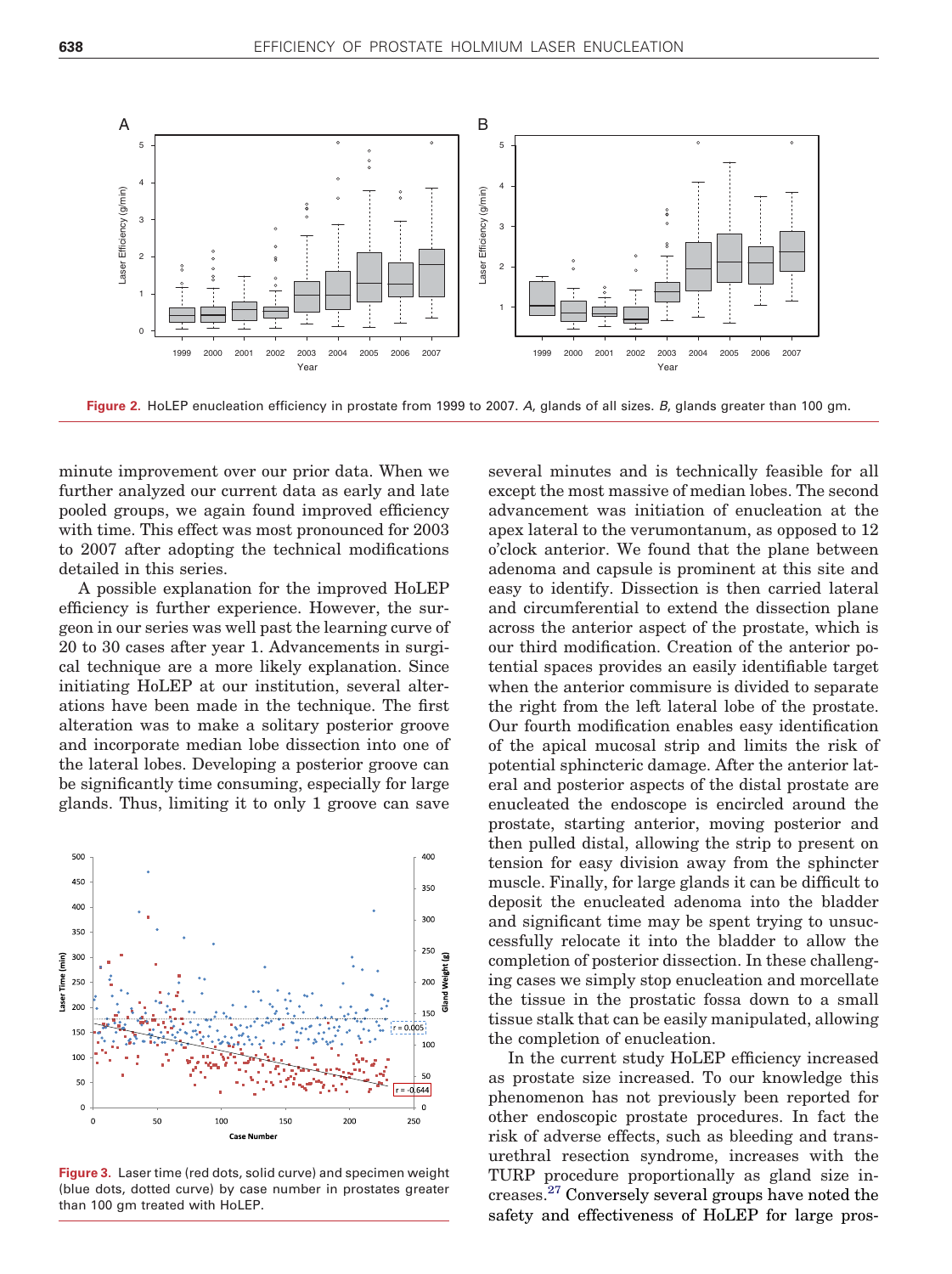A

Laser Efficiency (g/min)

5
4
3
2
1
0

1999 2000 2001 2002 2003 2004 2005 2006 2007

Year

B

Laser Efficiency (g/min)

5
4
3
2
1

1999 2000 2001 2002 2003 2004 2005 2006 2007

Year

**Figure 2.** HoLEP enucleation efficiency in prostate from 1999 to 2007. *A*, glands of all sizes. *B*, glands greater than 100 gm.

minute improvement over our prior data. When we further analyzed our current data as early and late pooled groups, we again found improved efficiency with time. This effect was most pronounced for 2003 to 2007 after adopting the technical modifications detailed in this series.

A possible explanation for the improved HoLEP efficiency is further experience. However, the surgeon in our series was well past the learning curve of 20 to 30 cases after year 1. Advancements in surgical technique are a more likely explanation. Since initiating HoLEP at our institution, several alterations have been made in the technique. The first alteration was to make a solitary posterior groove and incorporate median lobe dissection into one of the lateral lobes. Developing a posterior groove can be significantly time consuming, especially for large glands. Thus, limiting it to only 1 groove can save several minutes and is technically feasible for all except the most massive of median lobes. The second advancement was initiation of enucleation at the apex lateral to the verumontanum, as opposed to 12 o'clock anterior. We found that the plane between adenoma and capsule is prominent at this site and easy to identify. Dissection is then carried lateral and circumferential to extend the dissection plane across the anterior aspect of the prostate, which is our third modification. Creation of the anterior potential spaces provides an easily identifiable target when the anterior commisure is divided to separate the right from the left lateral lobe of the prostate. Our fourth modification enables easy identification of the apical mucosal strip and limits the risk of potential sphincteric damage. After the anterior lateral and posterior aspects of the distal prostate are enucleated the endoscope is encircled around the prostate, starting anterior, moving posterior and then pulled distal, allowing the strip to present on tension for easy division away from the sphincter muscle. Finally, for large glands it can be difficult to deposit the enucleated adenoma into the bladder and significant time may be spent trying to unsuccessfully relocate it into the bladder to allow the completion of posterior dissection. In these challenging cases we simply stop enucleation and morcellate the tissue in the prostatic fossa down to a small tissue stalk that can be easily manipulated, allowing the completion of enucleation.

Laser Time (min)

Gland Weight (g)

500
450
400
350
300
250
200
150
100
50
0

400
350
300
250
200
150
100
50
0

r = 0.005

r = -0.644

0 50 100 150 200 250

Case Number

**Figure 3.** Laser time (red dots, solid curve) and specimen weight (blue dots, dotted curve) by case number in prostates greater than 100 gm treated with HoLEP.

In the current study HoLEP efficiency increased as prostate size increased. To our knowledge this phenomenon has not previously been reported for other endoscopic prostate procedures. In fact the risk of adverse effects, such as bleeding and transurethral resection syndrome, increases with the TURP procedure proportionally as gland size increases.[27] Conversely several groups have noted the safety and effectiveness of HoLEP for large pros-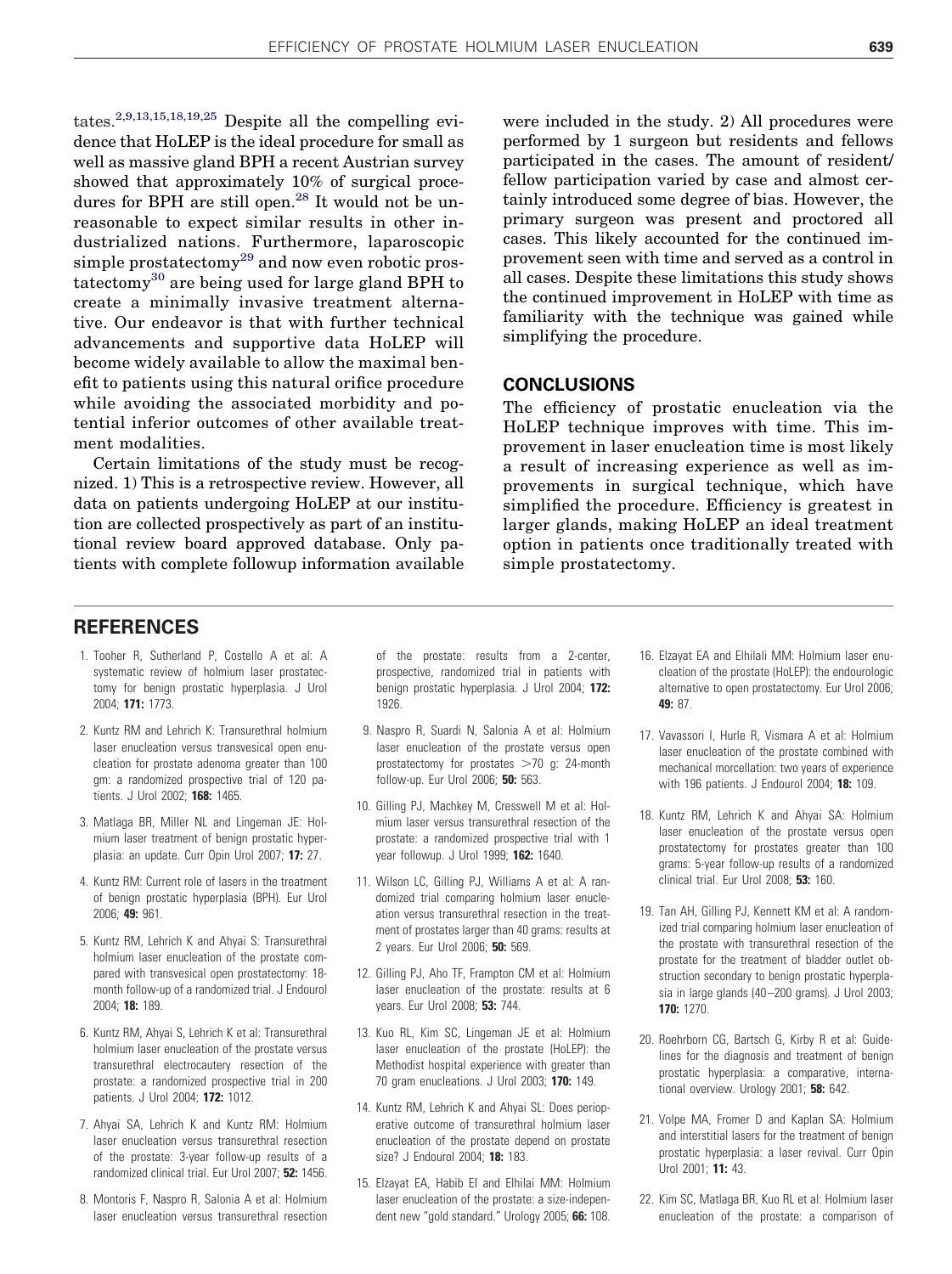tates.[2,9,13,15,18,19,25] Despite all the compelling evidence that HoLEP is the ideal procedure for small as well as massive gland BPH a recent Austrian survey showed that approximately 10% of surgical procedures for BPH are still open.[28] It would not be unreasonable to expect similar results in other industrialized nations. Furthermore, laparoscopic simple prostatectomy[29] and now even robotic prostatectomy[30] are being used for large gland BPH to create a minimally invasive treatment alternative. Our endeavor is that with further technical advancements and supportive data HoLEP will become widely available to allow the maximal benefit to patients using this natural orifice procedure while avoiding the associated morbidity and potential inferior outcomes of other available treatment modalities.

Certain limitations of the study must be recognized. 1) This is a retrospective review. However, all data on patients undergoing HoLEP at our institution are collected prospectively as part of an institutional review board approved database. Only patients with complete followup information available were included in the study. 2) All procedures were performed by 1 surgeon but residents and fellows participated in the cases. The amount of resident/fellow participation varied by case and almost certainly introduced some degree of bias. However, the primary surgeon was present and proctored all cases. This likely accounted for the continued improvement seen with time and served as a control in all cases. Despite these limitations this study shows the continued improvement in HoLEP with time as familiarity with the technique was gained while simplifying the procedure.

## CONCLUSIONS

The efficiency of prostatic enucleation via the HoLEP technique improves with time. This improvement in laser enucleation time is most likely a result of increasing experience as well as improvements in surgical technique, which have simplified the procedure. Efficiency is greatest in larger glands, making HoLEP an ideal treatment option in patients once traditionally treated with simple prostatectomy.

## REFERENCES

1. Tooher R, Sutherland P, Costello A et al: A systematic review of holmium laser prostatectomy for benign prostatic hyperplasia. J Urol 2004; **171:** 1773.
2. Kuntz RM and Lehrich K: Transurethral holmium laser enucleation versus transvesical open enucleation for prostate adenoma greater than 100 gm: a randomized prospective trial of 120 patients. J Urol 2002; **168:** 1465.
3. Matlaga BR, Miller NL and Lingeman JE: Holmium laser treatment of benign prostatic hyperplasia: an update. Curr Opin Urol 2007; **17:** 27.
4. Kuntz RM: Current role of lasers in the treatment of benign prostatic hyperplasia (BPH). Eur Urol 2006; **49:** 961.
5. Kuntz RM, Lehrich K and Ahyai S: Transurethral holmium laser enucleation of the prostate compared with transvesical open prostatectomy: 18-month follow-up of a randomized trial. J Endourol 2004; **18:** 189.
6. Kuntz RM, Ahyai S, Lehrich K et al: Transurethral holmium laser enucleation of the prostate versus transurethral electrocautery resection of the prostate: a randomized prospective trial in 200 patients. J Urol 2004; **172:** 1012.
7. Ahyai SA, Lehrich K and Kuntz RM: Holmium laser enucleation versus transurethral resection of the prostate: 3-year follow-up results of a randomized clinical trial. Eur Urol 2007; **52:** 1456.
8. Montoris F, Naspro R, Salonia A et al: Holmium laser enucleation versus transurethral resection of the prostate: results from a 2-center, prospective, randomized trial in patients with benign prostatic hyperplasia. J Urol 2004; **172:** 1926.
9. Naspro R, Suardi N, Salonia A et al: Holmium laser enucleation of the prostate versus open prostatectomy for prostates >70 g: 24-month follow-up. Eur Urol 2006; **50:** 563.
10. Gilling PJ, Machkey M, Cresswell M et al: Holmium laser versus transurethral resection of the prostate: a randomized prospective trial with 1 year followup. J Urol 1999; **162:** 1640.
11. Wilson LC, Gilling PJ, Williams A et al: A randomized trial comparing holmium laser enucleation versus transurethral resection in the treatment of prostates larger than 40 grams: results at 2 years. Eur Urol 2006; **50:** 569.
12. Gilling PJ, Aho TF, Frampton CM et al: Holmium laser enucleation of the prostate: results at 6 years. Eur Urol 2008; **53:** 744.
13. Kuo RL, Kim SC, Lingeman JE et al: Holmium laser enucleation of the prostate (HoLEP): the Methodist hospital experience with greater than 70 gram enucleations. J Urol 2003; **170:** 149.
14. Kuntz RM, Lehrich K and Ahyai SL: Does perioperative outcome of transurethral holmium laser enucleation of the prostate depend on prostate size? J Endourol 2004; **18:** 183.
15. Elzayat EA, Habib EI and Elhilai MM: Holmium laser enucleation of the prostate: a size-independent new "gold standard." Urology 2005; **66:** 108.
16. Elzayat EA and Elhilali MM: Holmium laser enucleation of the prostate (HoLEP): the endourologic alternative to open prostatectomy. Eur Urol 2006; **49:** 87.
17. Vavassori I, Hurle R, Vismara A et al: Holmium laser enucleation of the prostate combined with mechanical morcellation: two years of experience with 196 patients. J Endourol 2004; **18:** 109.
18. Kuntz RM, Lehrich K and Ahyai SA: Holmium laser enucleation of the prostate versus open prostatectomy for prostates greater than 100 grams: 5-year follow-up results of a randomized clinical trial. Eur Urol 2008; **53:** 160.
19. Tan AH, Gilling PJ, Kennett KM et al: A randomized trial comparing holmium laser enucleation of the prostate with transurethral resection of the prostate for the treatment of bladder outlet obstruction secondary to benign prostatic hyperplasia in large glands (40–200 grams). J Urol 2003; **170:** 1270.
20. Roehrborn CG, Bartsch G, Kirby R et al: Guidelines for the diagnosis and treatment of benign prostatic hyperplasia: a comparative, international overview. Urology 2001; **58:** 642.
21. Volpe MA, Fromer D and Kaplan SA: Holmium and interstitial lasers for the treatment of benign prostatic hyperplasia: a laser revival. Curr Opin Urol 2001; **11:** 43.
22. Kim SC, Matlaga BR, Kuo RL et al: Holmium laser enucleation of the prostate: a comparison of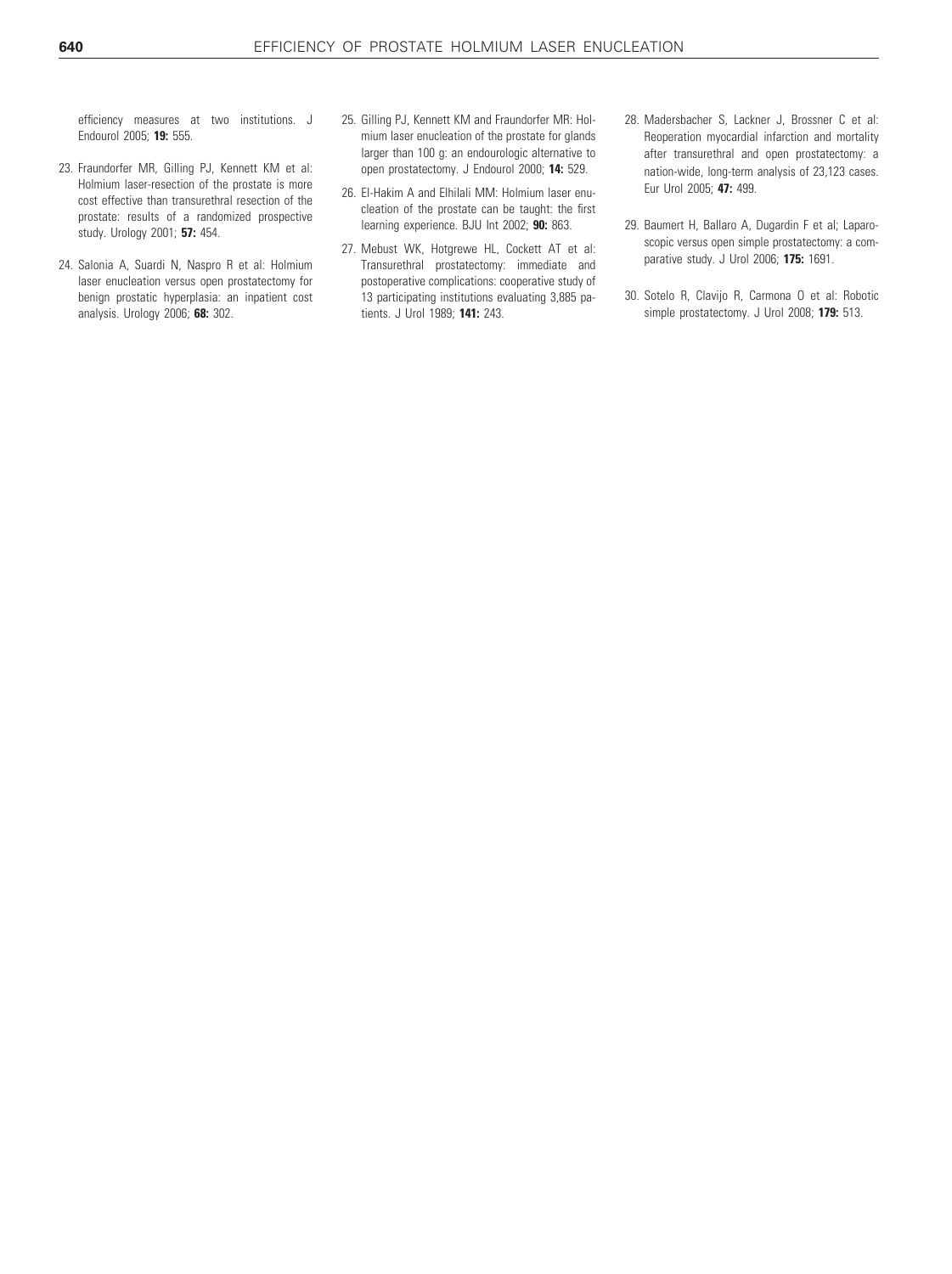efficiency measures at two institutions. J Endourol 2005; **19:** 555.

23. Fraundorfer MR, Gilling PJ, Kennett KM et al: Holmium laser-resection of the prostate is more cost effective than transurethral resection of the prostate: results of a randomized prospective study. Urology 2001; **57:** 454.

24. Salonia A, Suardi N, Naspro R et al: Holmium laser enucleation versus open prostatectomy for benign prostatic hyperplasia: an inpatient cost analysis. Urology 2006; **68:** 302.

25. Gilling PJ, Kennett KM and Fraundorfer MR: Holmium laser enucleation of the prostate for glands larger than 100 g: an endourologic alternative to open prostatectomy. J Endourol 2000; **14:** 529.

26. El-Hakim A and Elhilali MM: Holmium laser enucleation of the prostate can be taught: the first learning experience. BJU Int 2002; **90:** 863.

27. Mebust WK, Hotgrewe HL, Cockett AT et al: Transurethral prostatectomy: immediate and postoperative complications: cooperative study of 13 participating institutions evaluating 3,885 patients. J Urol 1989; **141:** 243.

28. Madersbacher S, Lackner J, Brossner C et al: Reoperation myocardial infarction and mortality after transurethral and open prostatectomy: a nation-wide, long-term analysis of 23,123 cases. Eur Urol 2005; **47:** 499.

29. Baumert H, Ballaro A, Dugardin F et al; Laparoscopic versus open simple prostatectomy: a comparative study. J Urol 2006; **175:** 1691.

30. Sotelo R, Clavijo R, Carmona O et al: Robotic simple prostatectomy. J Urol 2008; **179:** 513.